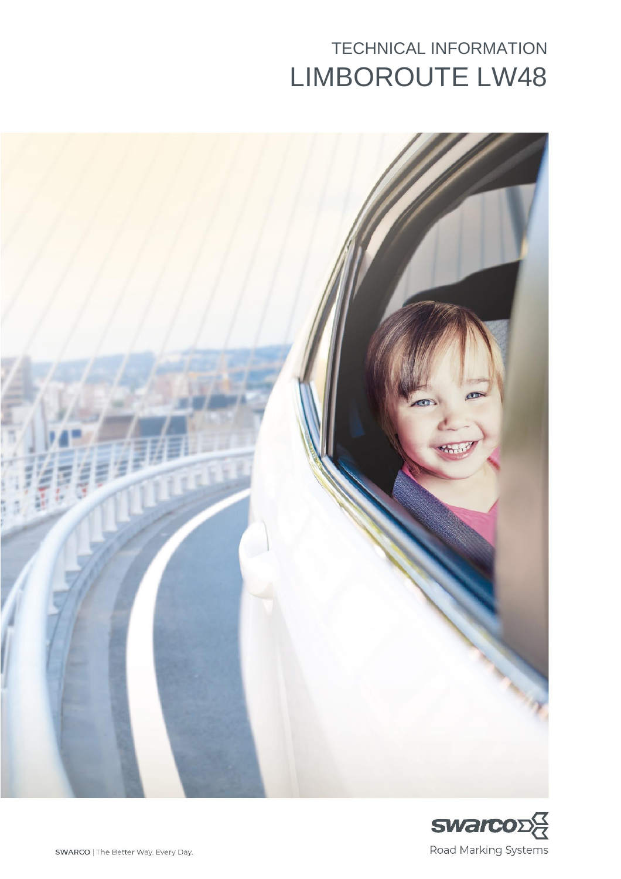TECHNICAL INFORMATION

# LIMBOROUTE LW48

swarco

Road Marking Systems

SWARCO | The Better Way. Every Day.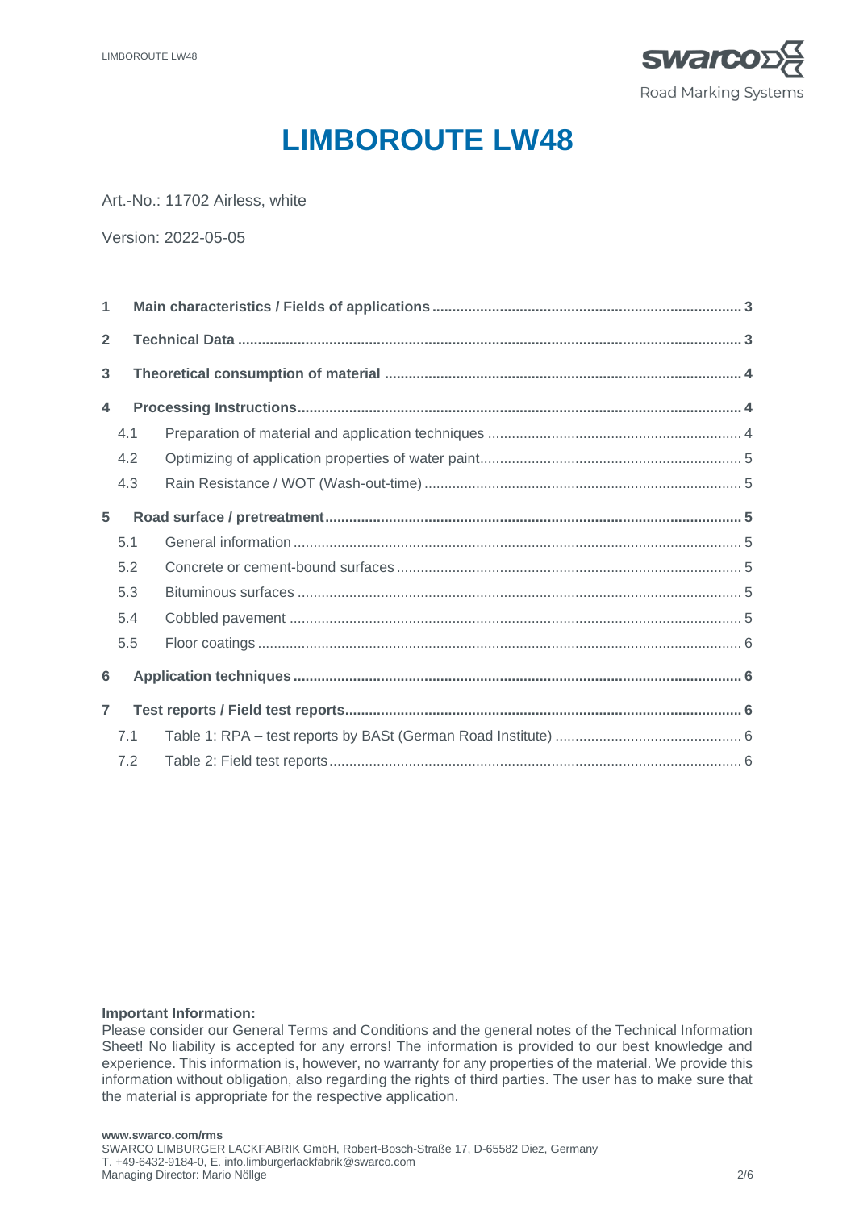# LIMBOROUTE LW48

Art.-No.: 11702 Airless, white

Version: 2022-05-05

| | | |
|---|---|---|
| **1** | **Main characteristics / Fields of applications** | **3** |
| **2** | **Technical Data** | **3** |
| **3** | **Theoretical consumption of material** | **4** |
| **4** | **Processing Instructions** | **4** |
| 4.1 | Preparation of material and application techniques | 4 |
| 4.2 | Optimizing of application properties of water paint | 5 |
| 4.3 | Rain Resistance / WOT (Wash-out-time) | 5 |
| **5** | **Road surface / pretreatment** | **5** |
| 5.1 | General information | 5 |
| 5.2 | Concrete or cement-bound surfaces | 5 |
| 5.3 | Bituminous surfaces | 5 |
| 5.4 | Cobbled pavement | 5 |
| 5.5 | Floor coatings | 6 |
| **6** | **Application techniques** | **6** |
| **7** | **Test reports / Field test reports** | **6** |
| 7.1 | Table 1: RPA – test reports by BASt (German Road Institute) | 6 |
| 7.2 | Table 2: Field test reports | 6 |

**Important Information:**
Please consider our General Terms and Conditions and the general notes of the Technical Information Sheet! No liability is accepted for any errors! The information is provided to our best knowledge and experience. This information is, however, no warranty for any properties of the material. We provide this information without obligation, also regarding the rights of third parties. The user has to make sure that the material is appropriate for the respective application.

**www.swarco.com/rms**
SWARCO LIMBURGER LACKFABRIK GmbH, Robert-Bosch-Straße 17, D-65582 Diez, Germany
T. +49-6432-9184-0, E. info.limburgerlackfabrik@swarco.com
Managing Director: Mario Nöllge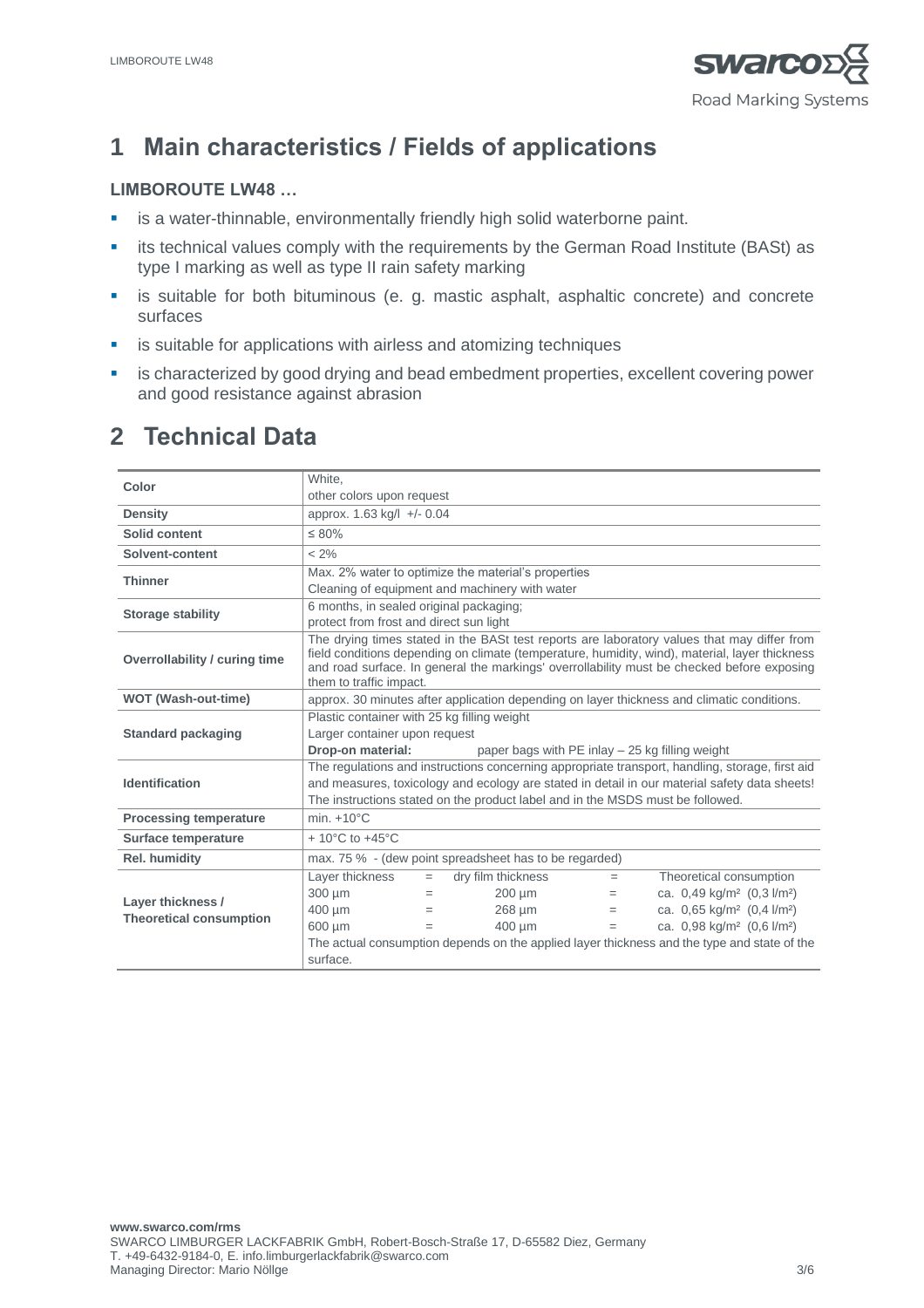# 1 Main characteristics / Fields of applications

**LIMBOROUTE LW48 …**

- is a water-thinnable, environmentally friendly high solid waterborne paint.
- its technical values comply with the requirements by the German Road Institute (BASt) as type I marking as well as type II rain safety marking
- is suitable for both bituminous (e. g. mastic asphalt, asphaltic concrete) and concrete surfaces
- is suitable for applications with airless and atomizing techniques
- is characterized by good drying and bead embedment properties, excellent covering power and good resistance against abrasion

# 2 Technical Data

| | |
|---|---|
| **Color** | White,<br>other colors upon request |
| **Density** | approx. 1.63 kg/l +/- 0.04 |
| **Solid content** | ≤ 80% |
| **Solvent-content** | < 2% |
| **Thinner** | Max. 2% water to optimize the material's properties<br>Cleaning of equipment and machinery with water |
| **Storage stability** | 6 months, in sealed original packaging;<br>protect from frost and direct sun light |
| **Overrollability / curing time** | The drying times stated in the BASt test reports are laboratory values that may differ from field conditions depending on climate (temperature, humidity, wind), material, layer thickness and road surface. In general the markings' overrollability must be checked before exposing them to traffic impact. |
| **WOT (Wash-out-time)** | approx. 30 minutes after application depending on layer thickness and climatic conditions. |
| **Standard packaging** | Plastic container with 25 kg filling weight<br>Larger container upon request<br>**Drop-on material:** paper bags with PE inlay – 25 kg filling weight |
| **Identification** | The regulations and instructions concerning appropriate transport, handling, storage, first aid and measures, toxicology and ecology are stated in detail in our material safety data sheets! The instructions stated on the product label and in the MSDS must be followed. |
| **Processing temperature** | min. +10°C |
| **Surface temperature** | + 10°C to +45°C |
| **Rel. humidity** | max. 75 % - (dew point spreadsheet has to be regarded) |
| **Layer thickness / Theoretical consumption** | Layer thickness = dry film thickness = Theoretical consumption<br>300 µm = 200 µm = ca. 0,49 kg/m² (0,3 l/m²)<br>400 µm = 268 µm = ca. 0,65 kg/m² (0,4 l/m²)<br>600 µm = 400 µm = ca. 0,98 kg/m² (0,6 l/m²)<br>The actual consumption depends on the applied layer thickness and the type and state of the surface. |

**www.swarco.com/rms**
SWARCO LIMBURGER LACKFABRIK GmbH, Robert-Bosch-Straße 17, D-65582 Diez, Germany
T. +49-6432-9184-0, E. info.limburgerlackfabrik@swarco.com
Managing Director: Mario Nöllge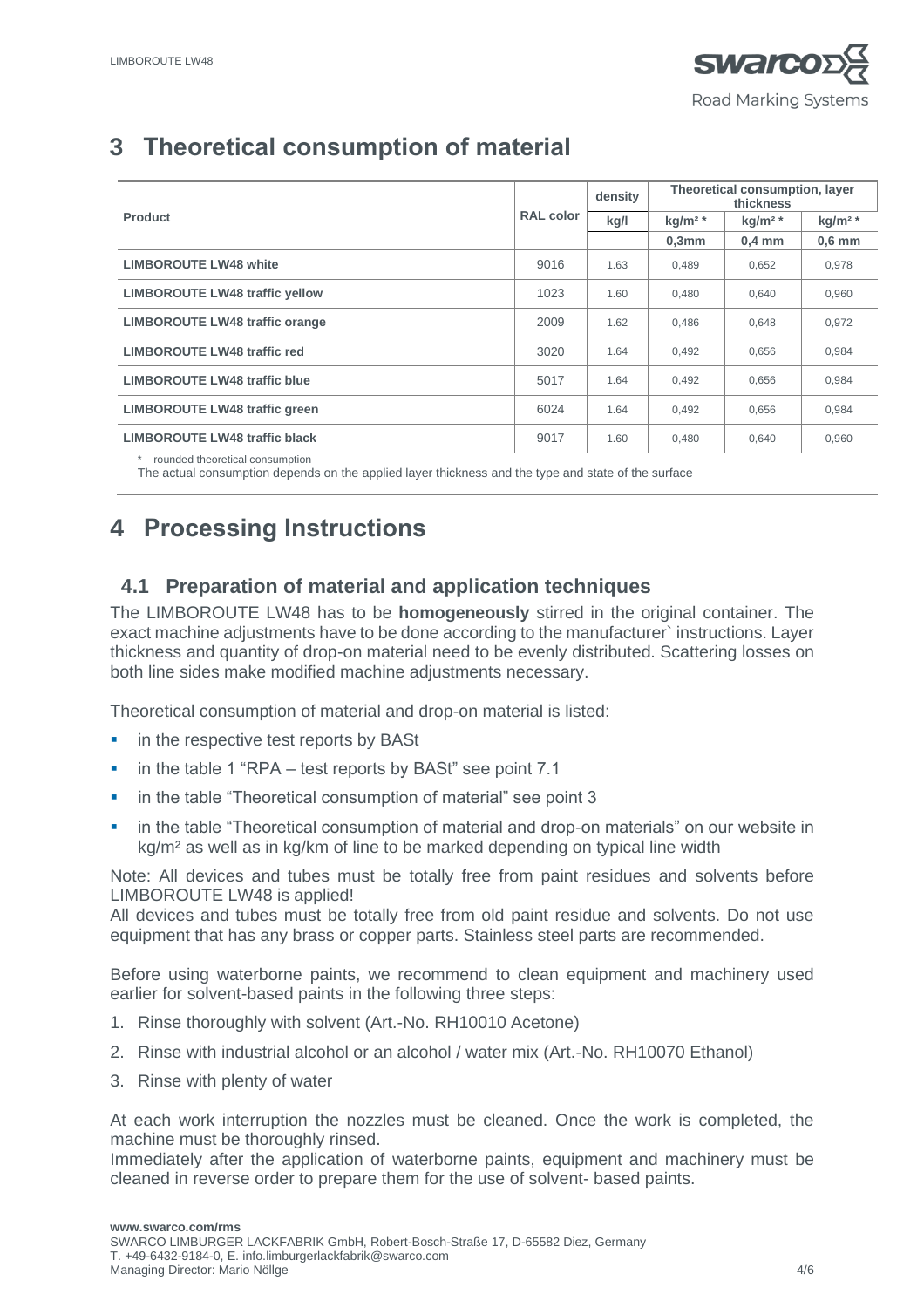# 3 Theoretical consumption of material

| Product | RAL color | density | Theoretical consumption, layer thickness | | |
|---|---|---|---|---|---|
| | | kg/l | kg/m² * | kg/m² * | kg/m² * |
| | | | 0,3mm | 0,4 mm | 0,6 mm |
| **LIMBOROUTE LW48 white** | 9016 | 1.63 | 0,489 | 0,652 | 0,978 |
| **LIMBOROUTE LW48 traffic yellow** | 1023 | 1.60 | 0,480 | 0,640 | 0,960 |
| **LIMBOROUTE LW48 traffic orange** | 2009 | 1.62 | 0,486 | 0,648 | 0,972 |
| **LIMBOROUTE LW48 traffic red** | 3020 | 1.64 | 0,492 | 0,656 | 0,984 |
| **LIMBOROUTE LW48 traffic blue** | 5017 | 1.64 | 0,492 | 0,656 | 0,984 |
| **LIMBOROUTE LW48 traffic green** | 6024 | 1.64 | 0,492 | 0,656 | 0,984 |
| **LIMBOROUTE LW48 traffic black** | 9017 | 1.60 | 0,480 | 0,640 | 0,960 |

\* rounded theoretical consumption
The actual consumption depends on the applied layer thickness and the type and state of the surface

# 4 Processing Instructions

## 4.1 Preparation of material and application techniques

The LIMBOROUTE LW48 has to be **homogeneously** stirred in the original container. The exact machine adjustments have to be done according to the manufacturer` instructions. Layer thickness and quantity of drop-on material need to be evenly distributed. Scattering losses on both line sides make modified machine adjustments necessary.

Theoretical consumption of material and drop-on material is listed:

- in the respective test reports by BASt
- in the table 1 "RPA – test reports by BASt" see point 7.1
- in the table "Theoretical consumption of material" see point 3
- in the table "Theoretical consumption of material and drop-on materials" on our website in kg/m² as well as in kg/km of line to be marked depending on typical line width

Note: All devices and tubes must be totally free from paint residues and solvents before LIMBOROUTE LW48 is applied!
All devices and tubes must be totally free from old paint residue and solvents. Do not use equipment that has any brass or copper parts. Stainless steel parts are recommended.

Before using waterborne paints, we recommend to clean equipment and machinery used earlier for solvent-based paints in the following three steps:

1. Rinse thoroughly with solvent (Art.-No. RH10010 Acetone)
2. Rinse with industrial alcohol or an alcohol / water mix (Art.-No. RH10070 Ethanol)
3. Rinse with plenty of water

At each work interruption the nozzles must be cleaned. Once the work is completed, the machine must be thoroughly rinsed.
Immediately after the application of waterborne paints, equipment and machinery must be cleaned in reverse order to prepare them for the use of solvent- based paints.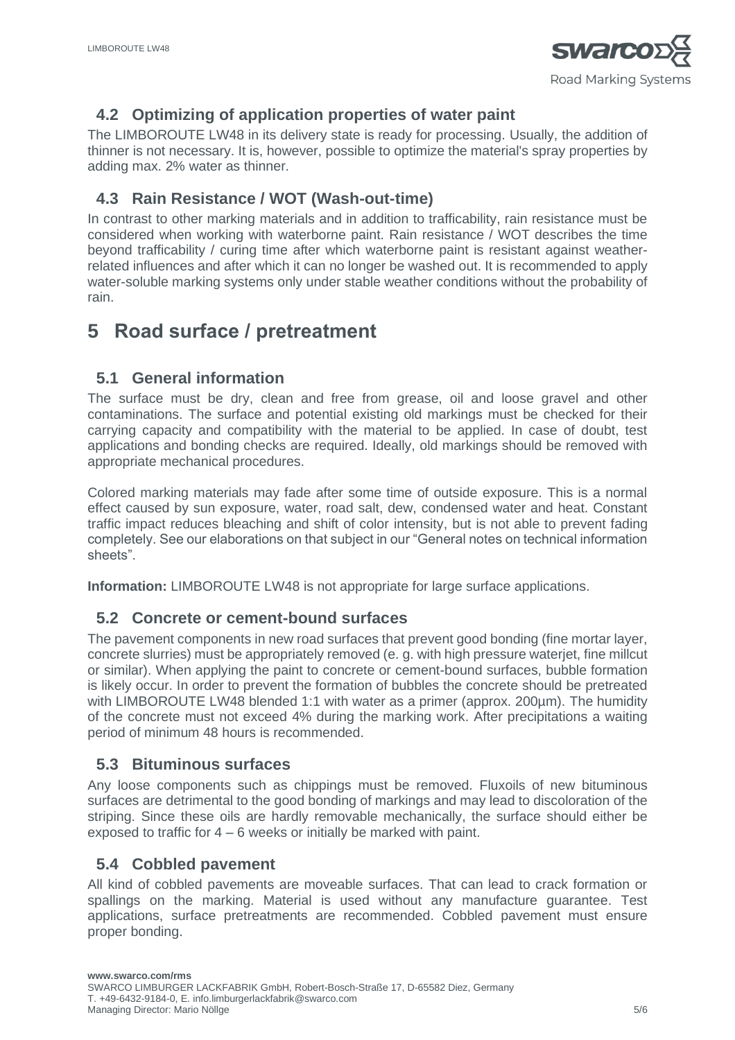## 4.2 Optimizing of application properties of water paint

The LIMBOROUTE LW48 in its delivery state is ready for processing. Usually, the addition of thinner is not necessary. It is, however, possible to optimize the material's spray properties by adding max. 2% water as thinner.

## 4.3 Rain Resistance / WOT (Wash-out-time)

In contrast to other marking materials and in addition to trafficability, rain resistance must be considered when working with waterborne paint. Rain resistance / WOT describes the time beyond trafficability / curing time after which waterborne paint is resistant against weather-related influences and after which it can no longer be washed out. It is recommended to apply water-soluble marking systems only under stable weather conditions without the probability of rain.

# 5 Road surface / pretreatment

## 5.1 General information

The surface must be dry, clean and free from grease, oil and loose gravel and other contaminations. The surface and potential existing old markings must be checked for their carrying capacity and compatibility with the material to be applied. In case of doubt, test applications and bonding checks are required. Ideally, old markings should be removed with appropriate mechanical procedures.

Colored marking materials may fade after some time of outside exposure. This is a normal effect caused by sun exposure, water, road salt, dew, condensed water and heat. Constant traffic impact reduces bleaching and shift of color intensity, but is not able to prevent fading completely. See our elaborations on that subject in our "General notes on technical information sheets".

**Information:** LIMBOROUTE LW48 is not appropriate for large surface applications.

## 5.2 Concrete or cement-bound surfaces

The pavement components in new road surfaces that prevent good bonding (fine mortar layer, concrete slurries) must be appropriately removed (e. g. with high pressure waterjet, fine millcut or similar). When applying the paint to concrete or cement-bound surfaces, bubble formation is likely occur. In order to prevent the formation of bubbles the concrete should be pretreated with LIMBOROUTE LW48 blended 1:1 with water as a primer (approx. 200µm). The humidity of the concrete must not exceed 4% during the marking work. After precipitations a waiting period of minimum 48 hours is recommended.

## 5.3 Bituminous surfaces

Any loose components such as chippings must be removed. Fluxoils of new bituminous surfaces are detrimental to the good bonding of markings and may lead to discoloration of the striping. Since these oils are hardly removable mechanically, the surface should either be exposed to traffic for 4 – 6 weeks or initially be marked with paint.

## 5.4 Cobbled pavement

All kind of cobbled pavements are moveable surfaces. That can lead to crack formation or spallings on the marking. Material is used without any manufacture guarantee. Test applications, surface pretreatments are recommended. Cobbled pavement must ensure proper bonding.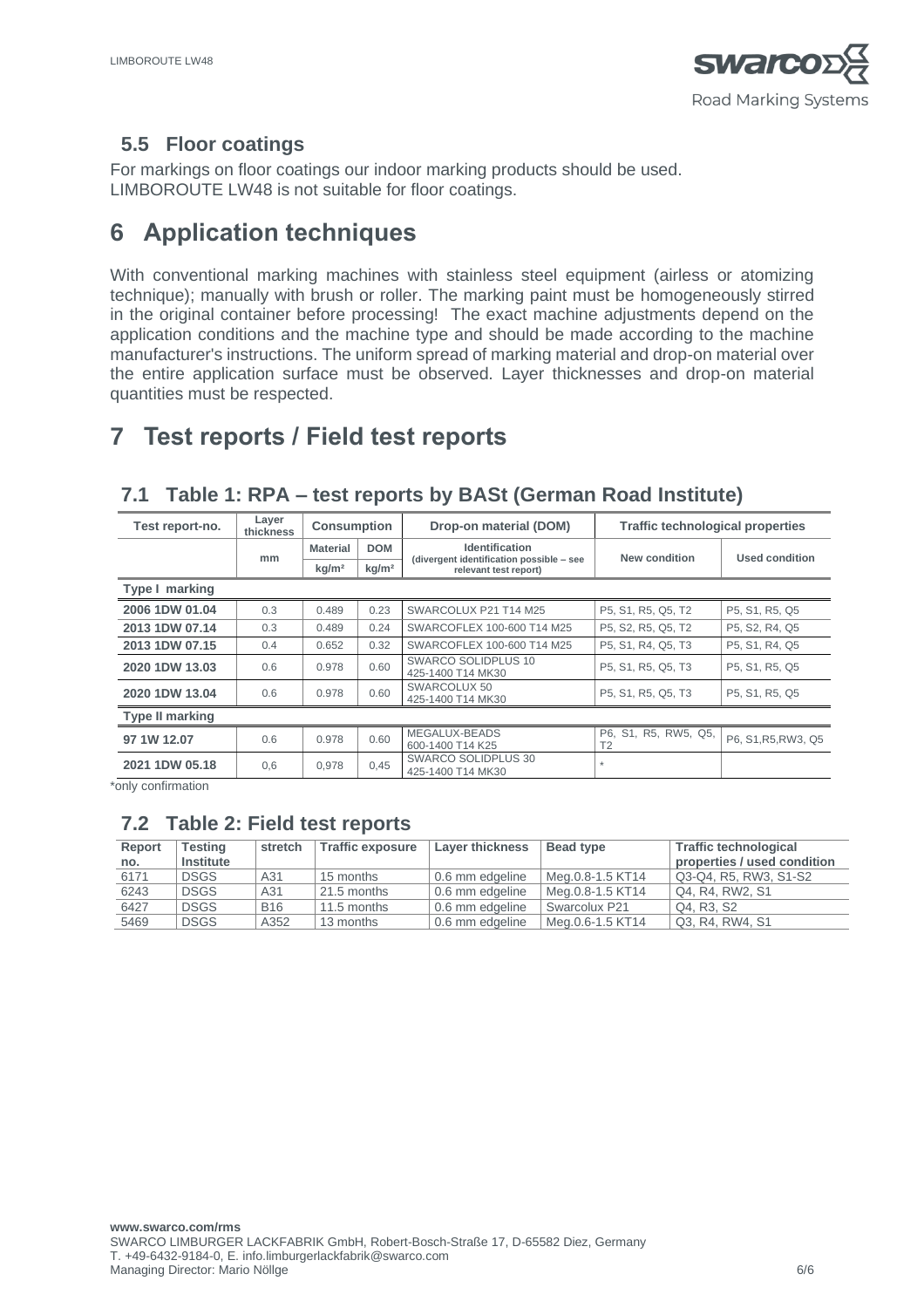## 5.5 Floor coatings

For markings on floor coatings our indoor marking products should be used.
LIMBOROUTE LW48 is not suitable for floor coatings.

# 6 Application techniques

With conventional marking machines with stainless steel equipment (airless or atomizing technique); manually with brush or roller. The marking paint must be homogeneously stirred in the original container before processing! The exact machine adjustments depend on the application conditions and the machine type and should be made according to the machine manufacturer's instructions. The uniform spread of marking material and drop-on material over the entire application surface must be observed. Layer thicknesses and drop-on material quantities must be respected.

# 7 Test reports / Field test reports

## 7.1 Table 1: RPA – test reports by BASt (German Road Institute)

| Test report-no. | Layer thickness | Consumption | | Drop-on material (DOM) | Traffic technological properties | |
|---|---|---|---|---|---|---|
| | mm | Material | DOM | Identification (divergent identification possible – see relevant test report) | New condition | Used condition |
| | | kg/m² | kg/m² | | | |
| **Type I marking** | | | | | | |
| **2006 1DW 01.04** | 0.3 | 0.489 | 0.23 | SWARCOLUX P21 T14 M25 | P5, S1, R5, Q5, T2 | P5, S1, R5, Q5 |
| **2013 1DW 07.14** | 0.3 | 0.489 | 0.24 | SWARCOFLEX 100-600 T14 M25 | P5, S2, R5, Q5, T2 | P5, S2, R4, Q5 |
| **2013 1DW 07.15** | 0.4 | 0.652 | 0.32 | SWARCOFLEX 100-600 T14 M25 | P5, S1, R4, Q5, T3 | P5, S1, R4, Q5 |
| **2020 1DW 13.03** | 0.6 | 0.978 | 0.60 | SWARCO SOLIDPLUS 10 425-1400 T14 MK30 | P5, S1, R5, Q5, T3 | P5, S1, R5, Q5 |
| **2020 1DW 13.04** | 0.6 | 0.978 | 0.60 | SWARCOLUX 50 425-1400 T14 MK30 | P5, S1, R5, Q5, T3 | P5, S1, R5, Q5 |
| **Type II marking** | | | | | | |
| **97 1W 12.07** | 0.6 | 0.978 | 0.60 | MEGALUX-BEADS 600-1400 T14 K25 | P6, S1, R5, RW5, Q5, T2 | P6, S1,R5,RW3, Q5 |
| **2021 1DW 05.18** | 0,6 | 0,978 | 0,45 | SWARCO SOLIDPLUS 30 425-1400 T14 MK30 | * | |

*only confirmation

## 7.2 Table 2: Field test reports

| Report no. | Testing Institute | stretch | Traffic exposure | Layer thickness | Bead type | Traffic technological properties / used condition |
|---|---|---|---|---|---|---|
| 6171 | DSGS | A31 | 15 months | 0.6 mm edgeline | Meg.0.8-1.5 KT14 | Q3-Q4, R5, RW3, S1-S2 |
| 6243 | DSGS | A31 | 21.5 months | 0.6 mm edgeline | Meg.0.8-1.5 KT14 | Q4, R4, RW2, S1 |
| 6427 | DSGS | B16 | 11.5 months | 0.6 mm edgeline | Swarcolux P21 | Q4, R3, S2 |
| 5469 | DSGS | A352 | 13 months | 0.6 mm edgeline | Meg.0.6-1.5 KT14 | Q3, R4, RW4, S1 |